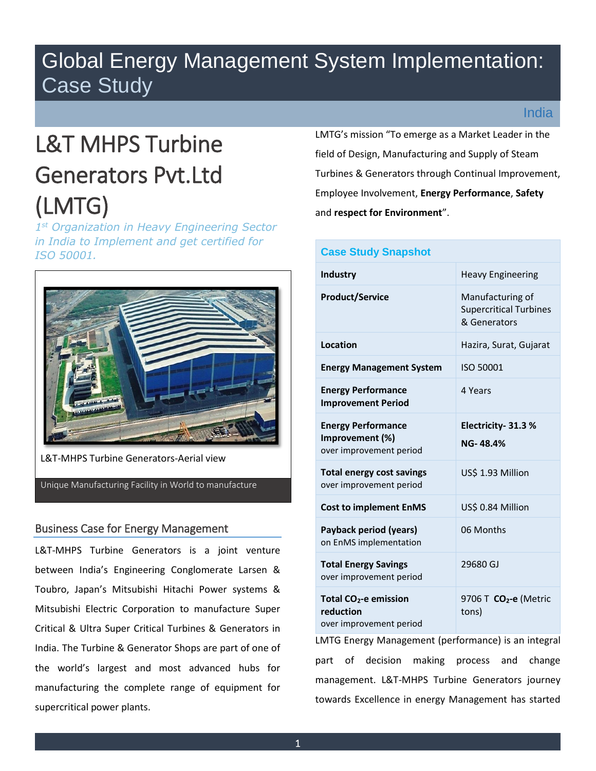# Global Energy Management System Implementation: Case Study

India

## L&T MHPS Turbine Generators Pvt.Ltd (LMTG)

*1st Organization in Heavy Engineering Sector in India to Implement and get certified for ISO 50001.*

L&T-MHPS Turbine Generators-Aerial view

Unique Manufacturing Facility in World to manufacture

LMTG's mission "To emerge as a Market Leader in the field of Design, Manufacturing and Supply of Steam Turbines & Generators through Continual Improvement, Employee Involvement, **Energy Performance**, **Safety** and **respect for Environment**".

### Business Case for Energy Management

L&T-MHPS Turbine Generators is a joint venture between India's Engineering Conglomerate Larsen & Toubro, Japan's Mitsubishi Hitachi Power systems & Mitsubishi Electric Corporation to manufacture Super Critical & Ultra Super Critical Turbines & Generators in India. The Turbine & Generator Shops are part of one of the world's largest and most advanced hubs for manufacturing the complete range of equipment for supercritical power plants.

| Case Study Snapshot | |
|---|---|
| **Industry** | Heavy Engineering |
| **Product/Service** | Manufacturing of Supercritical Turbines & Generators |
| **Location** | Hazira, Surat, Gujarat |
| **Energy Management System** | ISO 50001 |
| **Energy Performance Improvement Period** | 4 Years |
| **Energy Performance Improvement (%)** over improvement period | **Electricity- 31.3 %** **NG- 48.4%** |
| **Total energy cost savings** over improvement period | US$ 1.93 Million |
| **Cost to implement EnMS** | US$ 0.84 Million |
| **Payback period (years)** on EnMS implementation | 06 Months |
| **Total Energy Savings** over improvement period | 29680 GJ |
| **Total $CO_2$-e emission reduction** over improvement period | 9706 T **$CO_2$-e** (Metric tons) |

LMTG Energy Management (performance) is an integral part of decision making process and change management. L&T-MHPS Turbine Generators journey towards Excellence in energy Management has started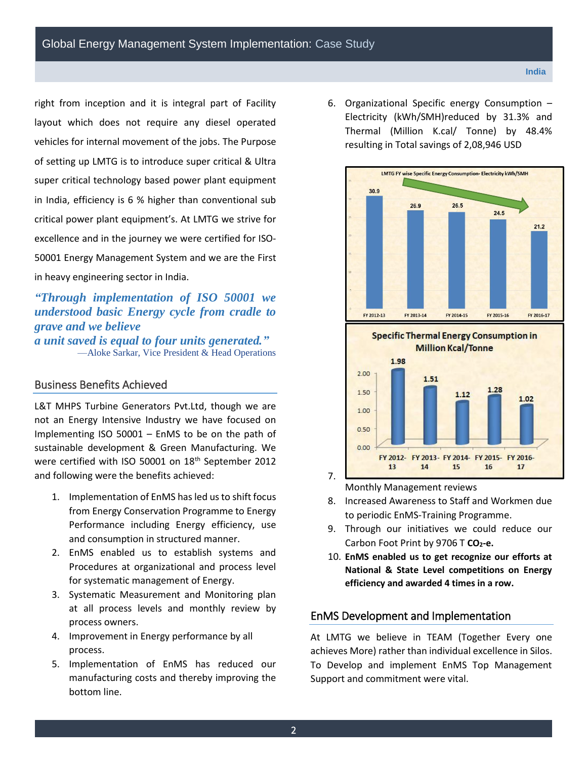right from inception and it is integral part of Facility layout which does not require any diesel operated vehicles for internal movement of the jobs. The Purpose of setting up LMTG is to introduce super critical & Ultra super critical technology based power plant equipment in India, efficiency is 6 % higher than conventional sub critical power plant equipment's. At LMTG we strive for excellence and in the journey we were certified for ISO-50001 Energy Management System and we are the First in heavy engineering sector in India.

> ***"Through implementation of ISO 50001 we understood basic Energy cycle from cradle to grave and we believe a unit saved is equal to four units generated."***
>
> —Aloke Sarkar, Vice President & Head Operations

## Business Benefits Achieved

L&T MHPS Turbine Generators Pvt.Ltd, though we are not an Energy Intensive Industry we have focused on Implementing ISO 50001 – EnMS to be on the path of sustainable development & Green Manufacturing. We were certified with ISO 50001 on 18th September 2012 and following were the benefits achieved:

1. Implementation of EnMS has led us to shift focus from Energy Conservation Programme to Energy Performance including Energy efficiency, use and consumption in structured manner.
2. EnMS enabled us to establish systems and Procedures at organizational and process level for systematic management of Energy.
3. Systematic Measurement and Monitoring plan at all process levels and monthly review by process owners.
4. Improvement in Energy performance by all process.
5. Implementation of EnMS has reduced our manufacturing costs and thereby improving the bottom line.
6. Organizational Specific energy Consumption – Electricity (kWh/SMH)reduced by 31.3% and Thermal (Million K.cal/ Tonne) by 48.4% resulting in Total savings of 2,08,946 USD

**LMTG FY wise Specific Energy Consumption- Electricity kWh/SMH**

| FY 2012-13 | FY 2013-14 | FY 2014-15 | FY 2015-16 | FY 2016-17 |
|---|---|---|---|---|
| 30.9 | 26.9 | 26.5 | 24.5 | 21.2 |

**Specific Thermal Energy Consumption in Million Kcal/Tonne**

| FY 2012-13 | FY 2013-14 | FY 2014-15 | FY 2015-16 | FY 2016-17 |
|---|---|---|---|---|
| 1.98 | 1.51 | 1.12 | 1.28 | 1.02 |

7. Monthly Management reviews
8. Increased Awareness to Staff and Workmen due to periodic EnMS-Training Programme.
9. Through our initiatives we could reduce our Carbon Foot Print by 9706 T **$CO_2$-e.**
10. **EnMS enabled us to get recognize our efforts at National & State Level competitions on Energy efficiency and awarded 4 times in a row.**

## EnMS Development and Implementation

At LMTG we believe in TEAM (Together Every one achieves More) rather than individual excellence in Silos. To Develop and implement EnMS Top Management Support and commitment were vital.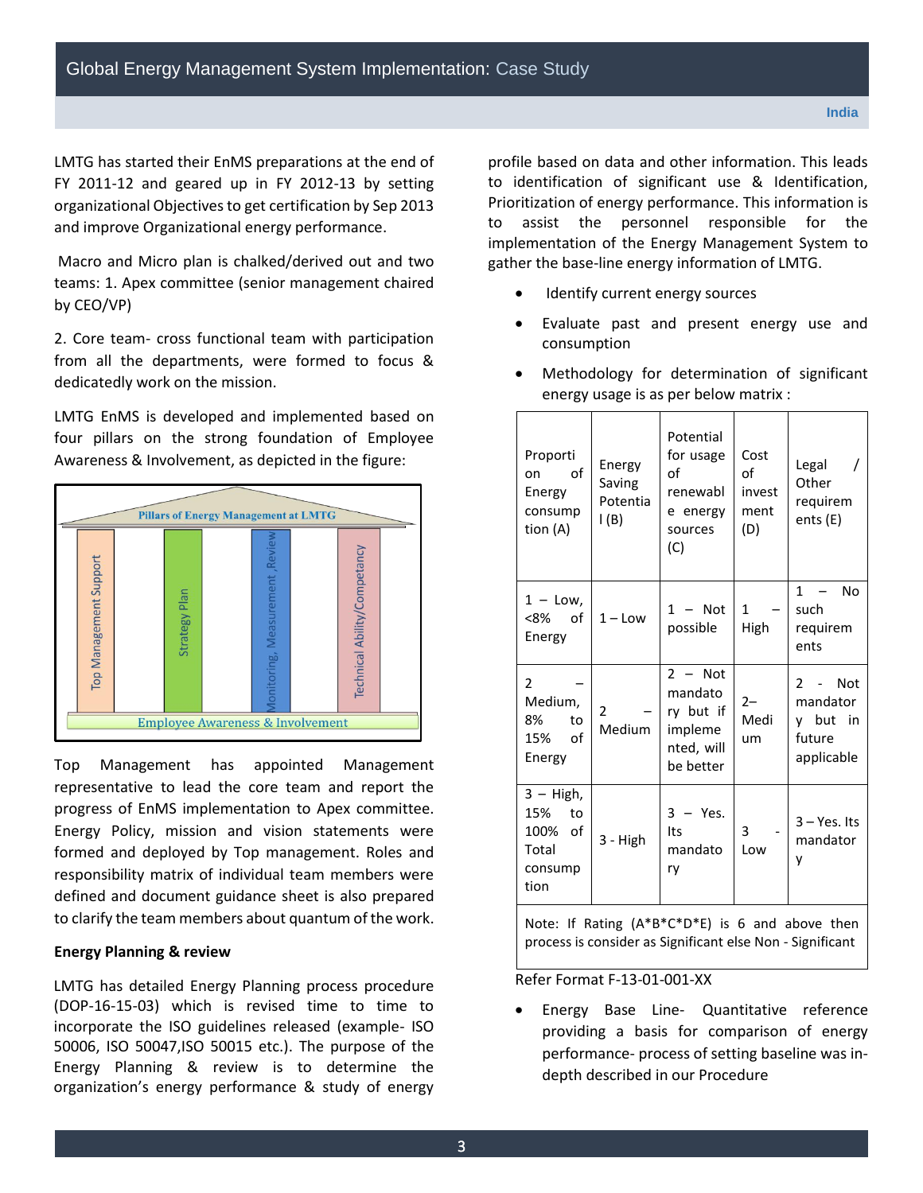LMTG has started their EnMS preparations at the end of FY 2011-12 and geared up in FY 2012-13 by setting organizational Objectives to get certification by Sep 2013 and improve Organizational energy performance.

Macro and Micro plan is chalked/derived out and two teams: 1. Apex committee (senior management chaired by CEO/VP)

2. Core team- cross functional team with participation from all the departments, were formed to focus & dedicatedly work on the mission.

LMTG EnMS is developed and implemented based on four pillars on the strong foundation of Employee Awareness & Involvement, as depicted in the figure:

Pillars of Energy Management at LMTG

Top Management Support | Strategy Plan | Monitoring, Measurement ,Review | Technical Ability/Competancy

Employee Awareness & Involvement

Top Management has appointed Management representative to lead the core team and report the progress of EnMS implementation to Apex committee. Energy Policy, mission and vision statements were formed and deployed by Top management. Roles and responsibility matrix of individual team members were defined and document guidance sheet is also prepared to clarify the team members about quantum of the work.

**Energy Planning & review**

LMTG has detailed Energy Planning process procedure (DOP-16-15-03) which is revised time to time to incorporate the ISO guidelines released (example- ISO 50006, ISO 50047,ISO 50015 etc.). The purpose of the Energy Planning & review is to determine the organization's energy performance & study of energy profile based on data and other information. This leads to identification of significant use & Identification, Prioritization of energy performance. This information is to assist the personnel responsible for the implementation of the Energy Management System to gather the base-line energy information of LMTG.

- Identify current energy sources
- Evaluate past and present energy use and consumption
- Methodology for determination of significant energy usage is as per below matrix :

| Proportion of Energy consumption (A) | Energy Saving Potential (B) | Potential for usage of renewable energy sources (C) | Cost of investment (D) | Legal / Other requirements (E) |
|---|---|---|---|---|
| 1 – Low, <8% of Energy | 1 – Low | 1 – Not possible | 1 – High | 1 – No such requirements |
| 2 – Medium, 8% to 15% of Energy | 2 – Medium | 2 – Not mandatory but if implemented, will be better | 2– Medium | 2 - Not mandatory but in future applicable |
| 3 – High, 15% to 100% of Total consumption | 3 - High | 3 – Yes. Its mandatory | 3 - Low | 3 – Yes. Its mandatory |
| Note: If Rating (A*B*C*D*E) is 6 and above then process is consider as Significant else Non - Significant | | | | |

Refer Format F-13-01-001-XX

- Energy Base Line- Quantitative reference providing a basis for comparison of energy performance- process of setting baseline was in-depth described in our Procedure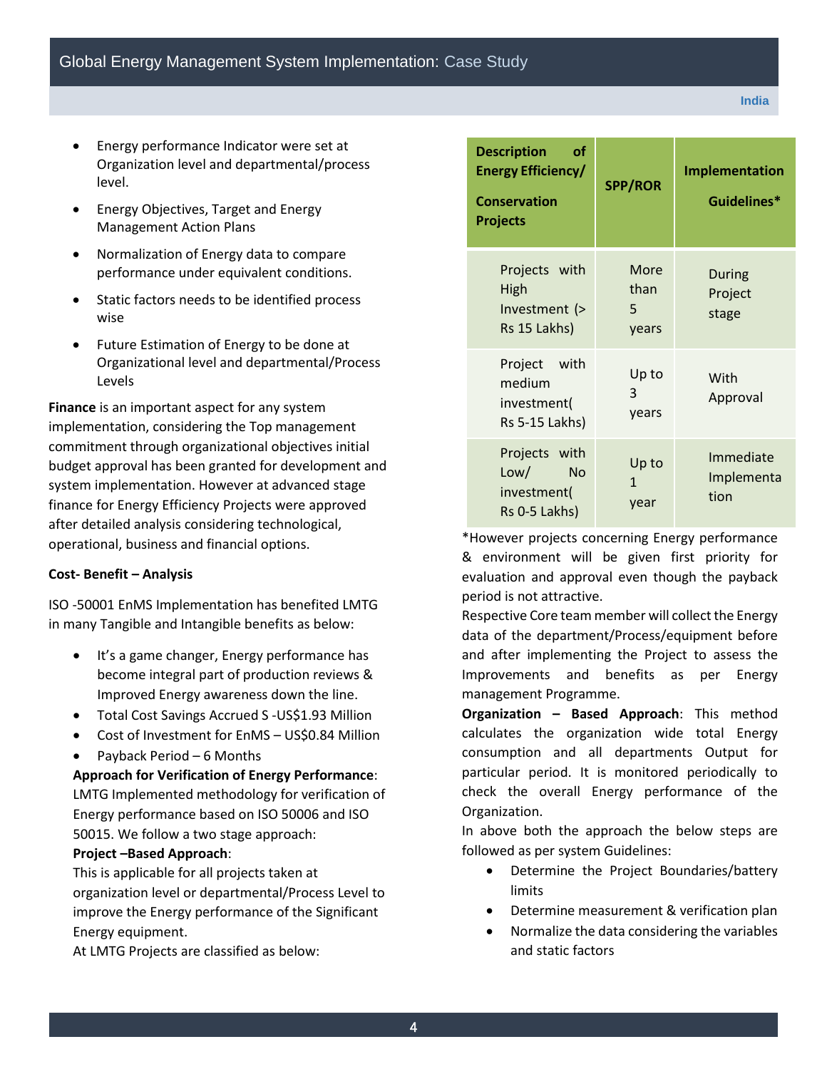- Energy performance Indicator were set at Organization level and departmental/process level.
- Energy Objectives, Target and Energy Management Action Plans
- Normalization of Energy data to compare performance under equivalent conditions.
- Static factors needs to be identified process wise
- Future Estimation of Energy to be done at Organizational level and departmental/Process Levels

**Finance** is an important aspect for any system implementation, considering the Top management commitment through organizational objectives initial budget approval has been granted for development and system implementation. However at advanced stage finance for Energy Efficiency Projects were approved after detailed analysis considering technological, operational, business and financial options.

**Cost- Benefit – Analysis**

ISO -50001 EnMS Implementation has benefited LMTG in many Tangible and Intangible benefits as below:

- It's a game changer, Energy performance has become integral part of production reviews & Improved Energy awareness down the line.
- Total Cost Savings Accrued S -US$1.93 Million
- Cost of Investment for EnMS – US$0.84 Million
- Payback Period – 6 Months

**Approach for Verification of Energy Performance**: LMTG Implemented methodology for verification of Energy performance based on ISO 50006 and ISO 50015. We follow a two stage approach:

**Project –Based Approach**:

This is applicable for all projects taken at organization level or departmental/Process Level to improve the Energy performance of the Significant Energy equipment.

At LMTG Projects are classified as below:

| Description of Energy Efficiency/ Conservation Projects | SPP/ROR | Implementation Guidelines* |
|---|---|---|
| Projects with High Investment (> Rs 15 Lakhs) | More than 5 years | During Project stage |
| Project with medium investment( Rs 5-15 Lakhs) | Up to 3 years | With Approval |
| Projects with Low/ No investment( Rs 0-5 Lakhs) | Up to 1 year | Immediate Implementation |

*However projects concerning Energy performance & environment will be given first priority for evaluation and approval even though the payback period is not attractive.

Respective Core team member will collect the Energy data of the department/Process/equipment before and after implementing the Project to assess the Improvements and benefits as per Energy management Programme.

**Organization – Based Approach**: This method calculates the organization wide total Energy consumption and all departments Output for particular period. It is monitored periodically to check the overall Energy performance of the Organization.

In above both the approach the below steps are followed as per system Guidelines:

- Determine the Project Boundaries/battery limits
- Determine measurement & verification plan
- Normalize the data considering the variables and static factors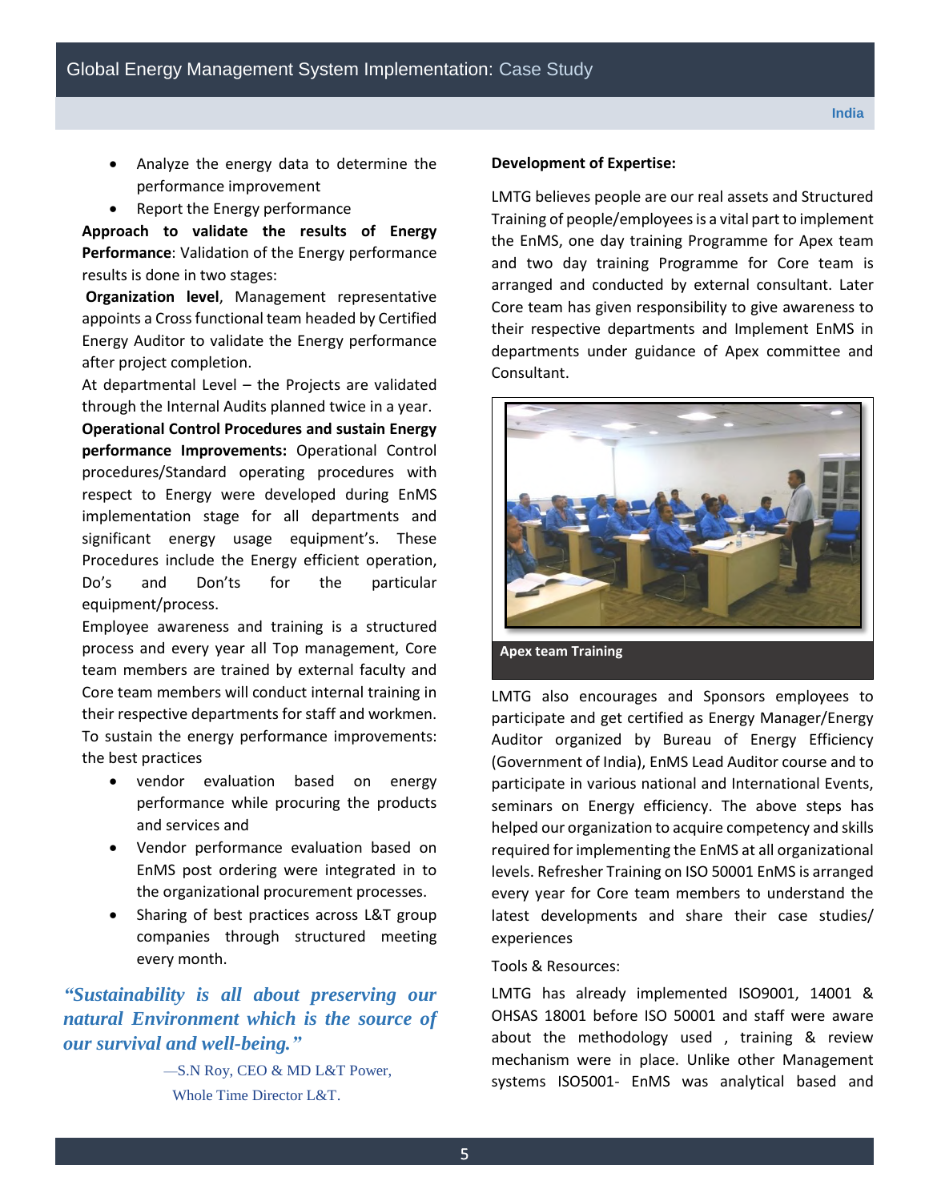- Analyze the energy data to determine the performance improvement
- Report the Energy performance

**Approach to validate the results of Energy Performance**: Validation of the Energy performance results is done in two stages:

**Organization level**, Management representative appoints a Cross functional team headed by Certified Energy Auditor to validate the Energy performance after project completion.

At departmental Level – the Projects are validated through the Internal Audits planned twice in a year.

**Operational Control Procedures and sustain Energy performance Improvements:** Operational Control procedures/Standard operating procedures with respect to Energy were developed during EnMS implementation stage for all departments and significant energy usage equipment's. These Procedures include the Energy efficient operation, Do's and Don'ts for the particular equipment/process.

Employee awareness and training is a structured process and every year all Top management, Core team members are trained by external faculty and Core team members will conduct internal training in their respective departments for staff and workmen.

To sustain the energy performance improvements: the best practices

- vendor evaluation based on energy performance while procuring the products and services and
- Vendor performance evaluation based on EnMS post ordering were integrated in to the organizational procurement processes.
- Sharing of best practices across L&T group companies through structured meeting every month.

*"Sustainability is all about preserving our natural Environment which is the source of our survival and well-being."*

—S.N Roy, CEO & MD L&T Power, Whole Time Director L&T.

**Development of Expertise:**

LMTG believes people are our real assets and Structured Training of people/employees is a vital part to implement the EnMS, one day training Programme for Apex team and two day training Programme for Core team is arranged and conducted by external consultant. Later Core team has given responsibility to give awareness to their respective departments and Implement EnMS in departments under guidance of Apex committee and Consultant.

**Apex team Training**

LMTG also encourages and Sponsors employees to participate and get certified as Energy Manager/Energy Auditor organized by Bureau of Energy Efficiency (Government of India), EnMS Lead Auditor course and to participate in various national and International Events, seminars on Energy efficiency. The above steps has helped our organization to acquire competency and skills required for implementing the EnMS at all organizational levels. Refresher Training on ISO 50001 EnMS is arranged every year for Core team members to understand the latest developments and share their case studies/ experiences

Tools & Resources:

LMTG has already implemented ISO9001, 14001 & OHSAS 18001 before ISO 50001 and staff were aware about the methodology used , training & review mechanism were in place. Unlike other Management systems ISO5001- EnMS was analytical based and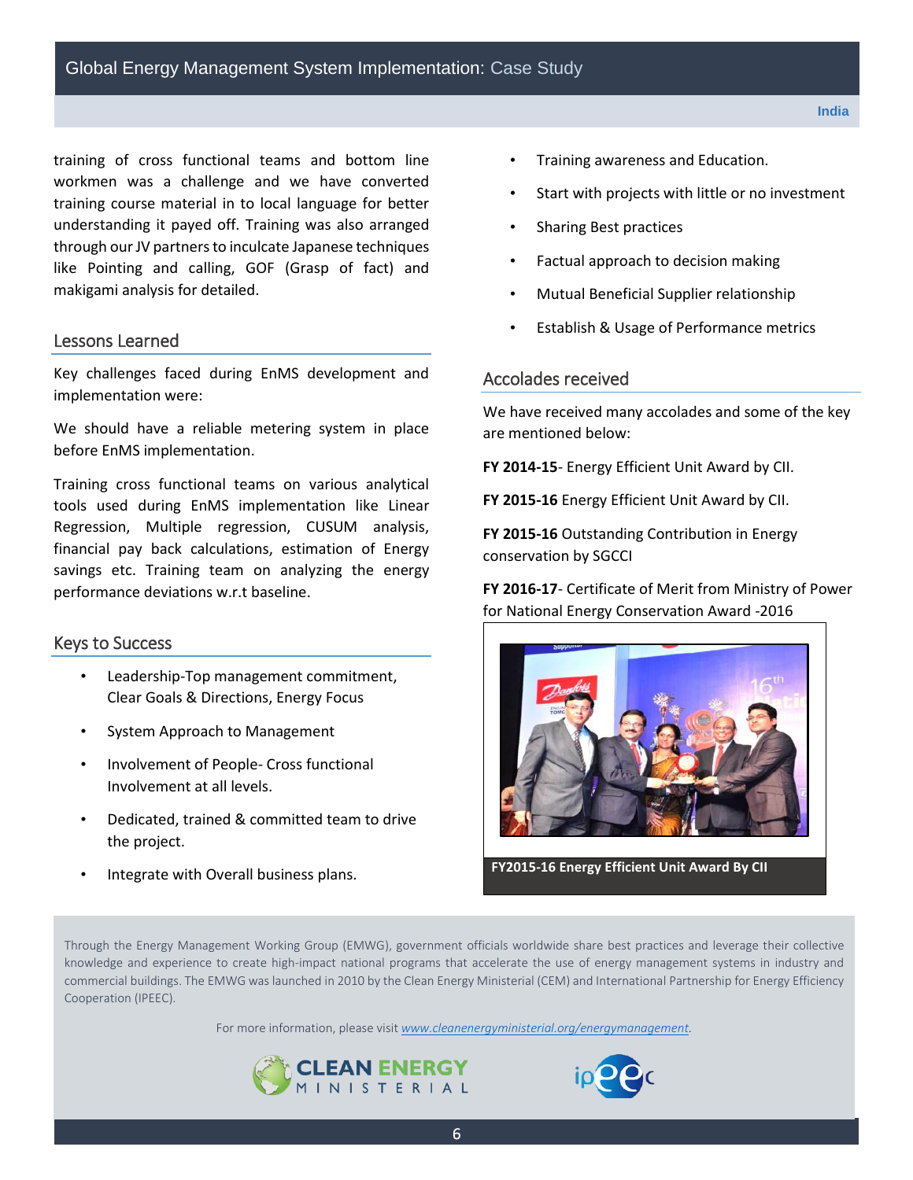training of cross functional teams and bottom line workmen was a challenge and we have converted training course material in to local language for better understanding it payed off. Training was also arranged through our JV partners to inculcate Japanese techniques like Pointing and calling, GOF (Grasp of fact) and makigami analysis for detailed.

## Lessons Learned

Key challenges faced during EnMS development and implementation were:

We should have a reliable metering system in place before EnMS implementation.

Training cross functional teams on various analytical tools used during EnMS implementation like Linear Regression, Multiple regression, CUSUM analysis, financial pay back calculations, estimation of Energy savings etc. Training team on analyzing the energy performance deviations w.r.t baseline.

## Keys to Success

- Leadership-Top management commitment, Clear Goals & Directions, Energy Focus
- System Approach to Management
- Involvement of People- Cross functional Involvement at all levels.
- Dedicated, trained & committed team to drive the project.
- Integrate with Overall business plans.
- Training awareness and Education.
- Start with projects with little or no investment
- Sharing Best practices
- Factual approach to decision making
- Mutual Beneficial Supplier relationship
- Establish & Usage of Performance metrics

## Accolades received

We have received many accolades and some of the key are mentioned below:

**FY 2014-15**- Energy Efficient Unit Award by CII.

**FY 2015-16** Energy Efficient Unit Award by CII.

**FY 2015-16** Outstanding Contribution in Energy conservation by SGCCI

**FY 2016-17**- Certificate of Merit from Ministry of Power for National Energy Conservation Award -2016

**FY2015-16 Energy Efficient Unit Award By CII**

Through the Energy Management Working Group (EMWG), government officials worldwide share best practices and leverage their collective knowledge and experience to create high-impact national programs that accelerate the use of energy management systems in industry and commercial buildings. The EMWG was launched in 2010 by the Clean Energy Ministerial (CEM) and International Partnership for Energy Efficiency Cooperation (IPEEC).

For more information, please visit *www.cleanenergyministerial.org/energymanagement*.